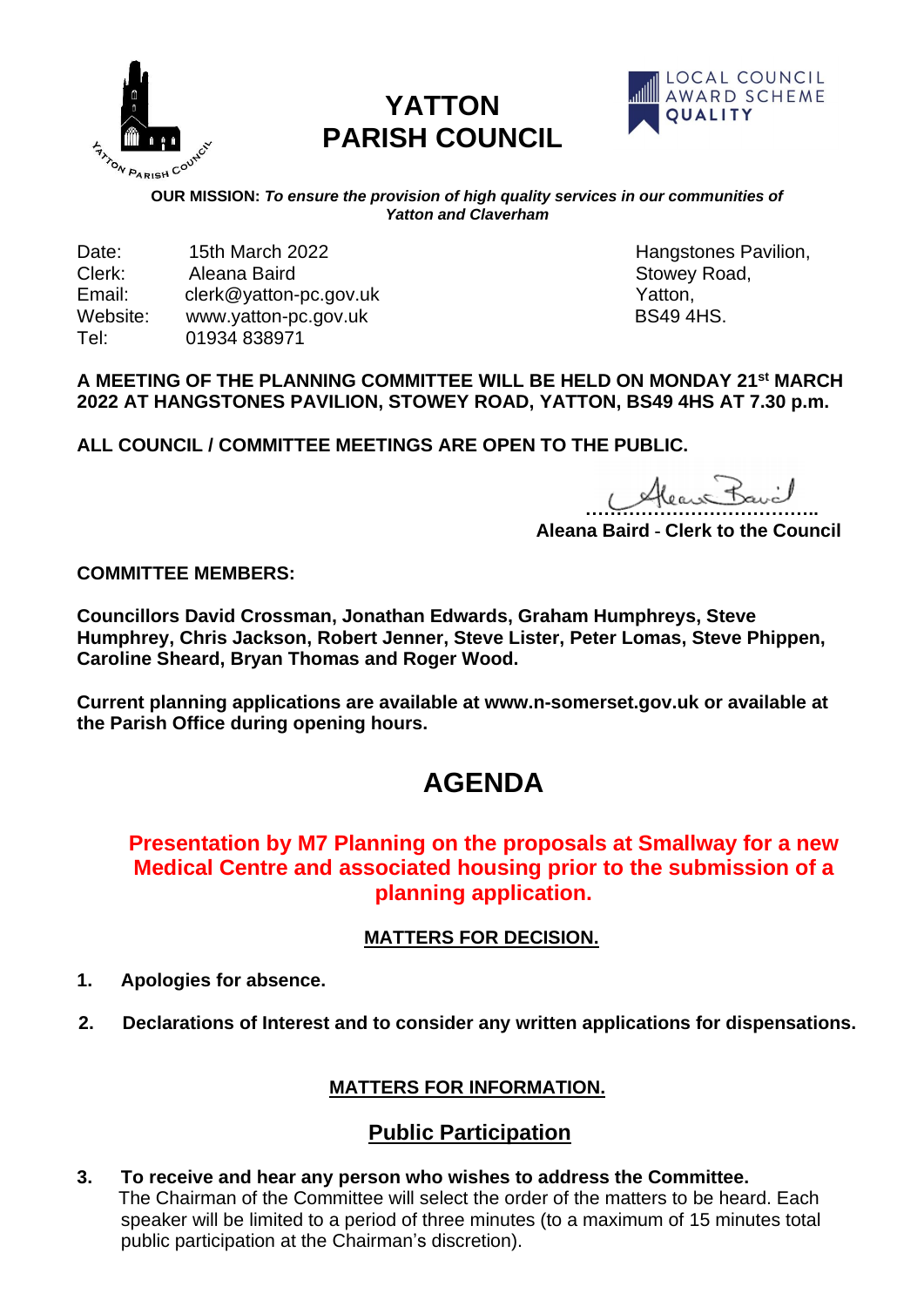# YATTON PARISH COUNCIL

LOCAL COUNCIL AWARD SCHEME QUALITY

**OUR MISSION:** ***To ensure the provision of high quality services in our communities of Yatton and Claverham***

Date: 15th March 2022
Clerk: Aleana Baird
Email: clerk@yatton-pc.gov.uk
Website: www.yatton-pc.gov.uk
Tel: 01934 838971

Hangstones Pavilion,
Stowey Road,
Yatton,
BS49 4HS.

**A MEETING OF THE PLANNING COMMITTEE WILL BE HELD ON MONDAY 21st MARCH 2022 AT HANGSTONES PAVILION, STOWEY ROAD, YATTON, BS49 4HS AT 7.30 p.m.**

**ALL COUNCIL / COMMITTEE MEETINGS ARE OPEN TO THE PUBLIC.**

……………………………….

**Aleana Baird - Clerk to the Council**

**COMMITTEE MEMBERS:**

**Councillors David Crossman, Jonathan Edwards, Graham Humphreys, Steve Humphrey, Chris Jackson, Robert Jenner, Steve Lister, Peter Lomas, Steve Phippen, Caroline Sheard, Bryan Thomas and Roger Wood.**

**Current planning applications are available at www.n-somerset.gov.uk or available at the Parish Office during opening hours.**

# AGENDA

**Presentation by M7 Planning on the proposals at Smallway for a new Medical Centre and associated housing prior to the submission of a planning application.**

## MATTERS FOR DECISION.

1. **Apologies for absence.**

2. **Declarations of Interest and to consider any written applications for dispensations.**

## MATTERS FOR INFORMATION.

## Public Participation

3. **To receive and hear any person who wishes to address the Committee.**
   The Chairman of the Committee will select the order of the matters to be heard. Each speaker will be limited to a period of three minutes (to a maximum of 15 minutes total public participation at the Chairman's discretion).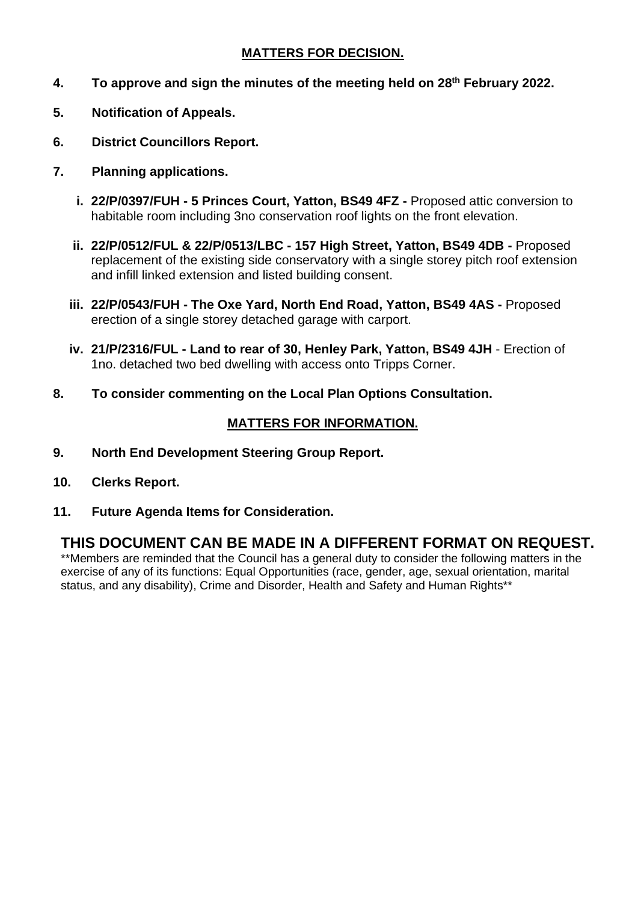## MATTERS FOR DECISION.

**4. To approve and sign the minutes of the meeting held on 28th February 2022.**

**5. Notification of Appeals.**

**6. District Councillors Report.**

**7. Planning applications.**

- **i. 22/P/0397/FUH - 5 Princes Court, Yatton, BS49 4FZ -** Proposed attic conversion to habitable room including 3no conservation roof lights on the front elevation.
- **ii. 22/P/0512/FUL & 22/P/0513/LBC - 157 High Street, Yatton, BS49 4DB -** Proposed replacement of the existing side conservatory with a single storey pitch roof extension and infill linked extension and listed building consent.
- **iii. 22/P/0543/FUH - The Oxe Yard, North End Road, Yatton, BS49 4AS -** Proposed erection of a single storey detached garage with carport.
- **iv. 21/P/2316/FUL - Land to rear of 30, Henley Park, Yatton, BS49 4JH** - Erection of 1no. detached two bed dwelling with access onto Tripps Corner.

**8. To consider commenting on the Local Plan Options Consultation.**

## MATTERS FOR INFORMATION.

**9. North End Development Steering Group Report.**

**10. Clerks Report.**

**11. Future Agenda Items for Consideration.**

## THIS DOCUMENT CAN BE MADE IN A DIFFERENT FORMAT ON REQUEST.

**Members are reminded that the Council has a general duty to consider the following matters in the exercise of any of its functions: Equal Opportunities (race, gender, age, sexual orientation, marital status, and any disability), Crime and Disorder, Health and Safety and Human Rights**